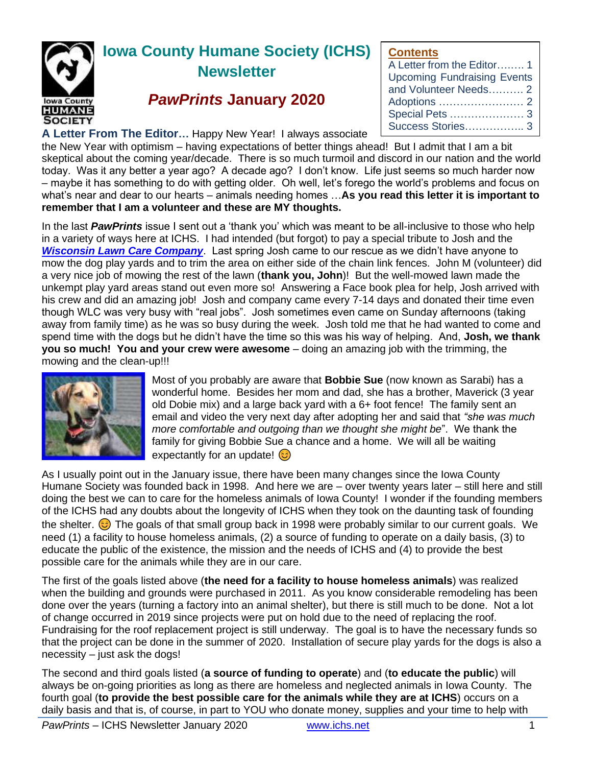# Iowa County Humane Society (ICHS) Newsletter

## *PawPrints* January 2020

**Contents**

- A Letter from the Editor........ 1
- Upcoming Fundraising Events and Volunteer Needs.......... 2
- Adoptions ........................ 2
- Special Pets ..................... 3
- Success Stories................. 3

**A Letter From The Editor…** Happy New Year! I always associate the New Year with optimism – having expectations of better things ahead! But I admit that I am a bit skeptical about the coming year/decade. There is so much turmoil and discord in our nation and the world today. Was it any better a year ago? A decade ago? I don't know. Life just seems so much harder now – maybe it has something to do with getting older. Oh well, let's forego the world's problems and focus on what's near and dear to our hearts – animals needing homes …**As you read this letter it is important to remember that I am a volunteer and these are MY thoughts.**

In the last ***PawPrints*** issue I sent out a 'thank you' which was meant to be all-inclusive to those who help in a variety of ways here at ICHS. I had intended (but forgot) to pay a special tribute to Josh and the ***Wisconsin Lawn Care Company***. Last spring Josh came to our rescue as we didn't have anyone to mow the dog play yards and to trim the area on either side of the chain link fences. John M (volunteer) did a very nice job of mowing the rest of the lawn (**thank you, John**)! But the well-mowed lawn made the unkempt play yard areas stand out even more so! Answering a Face book plea for help, Josh arrived with his crew and did an amazing job! Josh and company came every 7-14 days and donated their time even though WLC was very busy with "real jobs". Josh sometimes even came on Sunday afternoons (taking away from family time) as he was so busy during the week. Josh told me that he had wanted to come and spend time with the dogs but he didn't have the time so this was his way of helping. And, **Josh, we thank you so much! You and your crew were awesome** – doing an amazing job with the trimming, the mowing and the clean-up!!!

Most of you probably are aware that **Bobbie Sue** (now known as Sarabi) has a wonderful home. Besides her mom and dad, she has a brother, Maverick (3 year old Dobie mix) and a large back yard with a 6+ foot fence! The family sent an email and video the very next day after adopting her and said that *"she was much more comfortable and outgoing than we thought she might be*". We thank the family for giving Bobbie Sue a chance and a home. We will all be waiting expectantly for an update! 😊

As I usually point out in the January issue, there have been many changes since the Iowa County Humane Society was founded back in 1998. And here we are – over twenty years later – still here and still doing the best we can to care for the homeless animals of Iowa County! I wonder if the founding members of the ICHS had any doubts about the longevity of ICHS when they took on the daunting task of founding the shelter. 😊 The goals of that small group back in 1998 were probably similar to our current goals. We need (1) a facility to house homeless animals, (2) a source of funding to operate on a daily basis, (3) to educate the public of the existence, the mission and the needs of ICHS and (4) to provide the best possible care for the animals while they are in our care.

The first of the goals listed above (**the need for a facility to house homeless animals**) was realized when the building and grounds were purchased in 2011. As you know considerable remodeling has been done over the years (turning a factory into an animal shelter), but there is still much to be done. Not a lot of change occurred in 2019 since projects were put on hold due to the need of replacing the roof. Fundraising for the roof replacement project is still underway. The goal is to have the necessary funds so that the project can be done in the summer of 2020. Installation of secure play yards for the dogs is also a necessity – just ask the dogs!

The second and third goals listed (**a source of funding to operate**) and (**to educate the public**) will always be on-going priorities as long as there are homeless and neglected animals in Iowa County. The fourth goal (**to provide the best possible care for the animals while they are at ICHS**) occurs on a daily basis and that is, of course, in part to YOU who donate money, supplies and your time to help with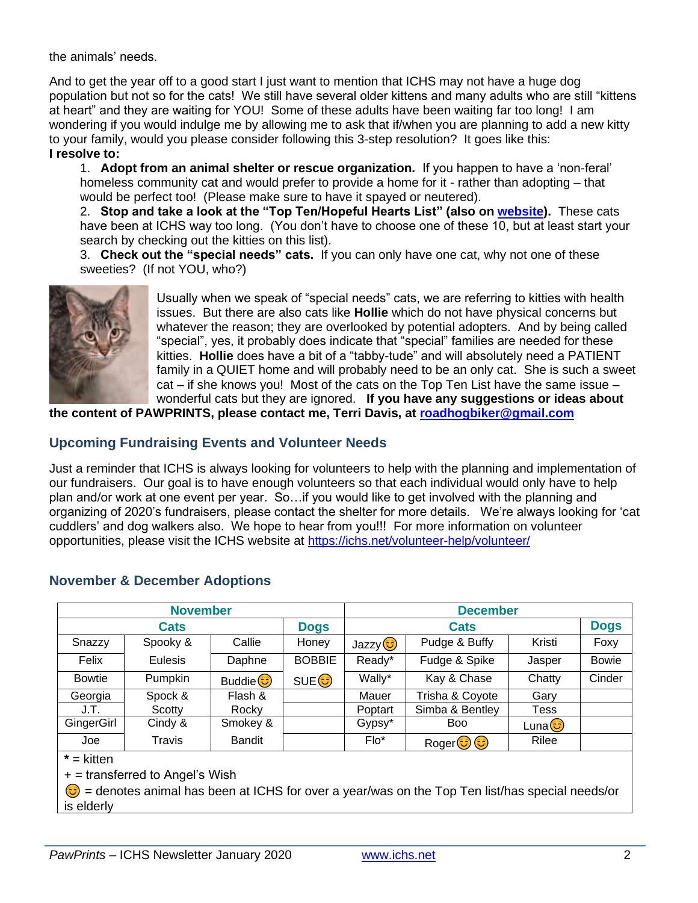the animals' needs.

And to get the year off to a good start I just want to mention that ICHS may not have a huge dog population but not so for the cats! We still have several older kittens and many adults who are still "kittens at heart" and they are waiting for YOU! Some of these adults have been waiting far too long! I am wondering if you would indulge me by allowing me to ask that if/when you are planning to add a new kitty to your family, would you please consider following this 3-step resolution? It goes like this:

**I resolve to:**

1. **Adopt from an animal shelter or rescue organization.** If you happen to have a 'non-feral' homeless community cat and would prefer to provide a home for it - rather than adopting – that would be perfect too! (Please make sure to have it spayed or neutered).
2. **Stop and take a look at the "Top Ten/Hopeful Hearts List" (also on website).** These cats have been at ICHS way too long. (You don't have to choose one of these 10, but at least start your search by checking out the kitties on this list).
3. **Check out the "special needs" cats.** If you can only have one cat, why not one of these sweeties? (If not YOU, who?)

Usually when we speak of "special needs" cats, we are referring to kitties with health issues. But there are also cats like **Hollie** which do not have physical concerns but whatever the reason; they are overlooked by potential adopters. And by being called "special", yes, it probably does indicate that "special" families are needed for these kitties. **Hollie** does have a bit of a "tabby-tude" and will absolutely need a PATIENT family in a QUIET home and will probably need to be an only cat. She is such a sweet cat – if she knows you! Most of the cats on the Top Ten List have the same issue – wonderful cats but they are ignored. **If you have any suggestions or ideas about the content of PAWPRINTS, please contact me, Terri Davis, at roadhogbiker@gmail.com**

## Upcoming Fundraising Events and Volunteer Needs

Just a reminder that ICHS is always looking for volunteers to help with the planning and implementation of our fundraisers. Our goal is to have enough volunteers so that each individual would only have to help plan and/or work at one event per year. So…if you would like to get involved with the planning and organizing of 2020's fundraisers, please contact the shelter for more details. We're always looking for 'cat cuddlers' and dog walkers also. We hope to hear from you!!! For more information on volunteer opportunities, please visit the ICHS website at https://ichs.net/volunteer-help/volunteer/

## November & December Adoptions

| November | | | | December | | | |
|---|---|---|---|---|---|---|---|
| Cats | | | Dogs | Cats | | | Dogs |
| Snazzy | Spooky & | Callie | Honey | Jazzy 😊 | Pudge & Buffy | Kristi | Foxy |
| Felix | Eulesis | Daphne | BOBBIE | Ready* | Fudge & Spike | Jasper | Bowie |
| Bowtie | Pumpkin | Buddie 😊 | SUE 😊 | Wally* | Kay & Chase | Chatty | Cinder |
| Georgia | Spock & | Flash & | | Mauer | Trisha & Coyote | Gary | |
| J.T. | Scotty | Rocky | | Poptart | Simba & Bentley | Tess | |
| GingerGirl | Cindy & | Smokey & | | Gypsy* | Boo | Luna 😊 | |
| Joe | Travis | Bandit | | Flo* | Roger 😊 😊 | Rilee | |

**\*** = kitten
+ = transferred to Angel's Wish
😊 = denotes animal has been at ICHS for over a year/was on the Top Ten list/has special needs/or is elderly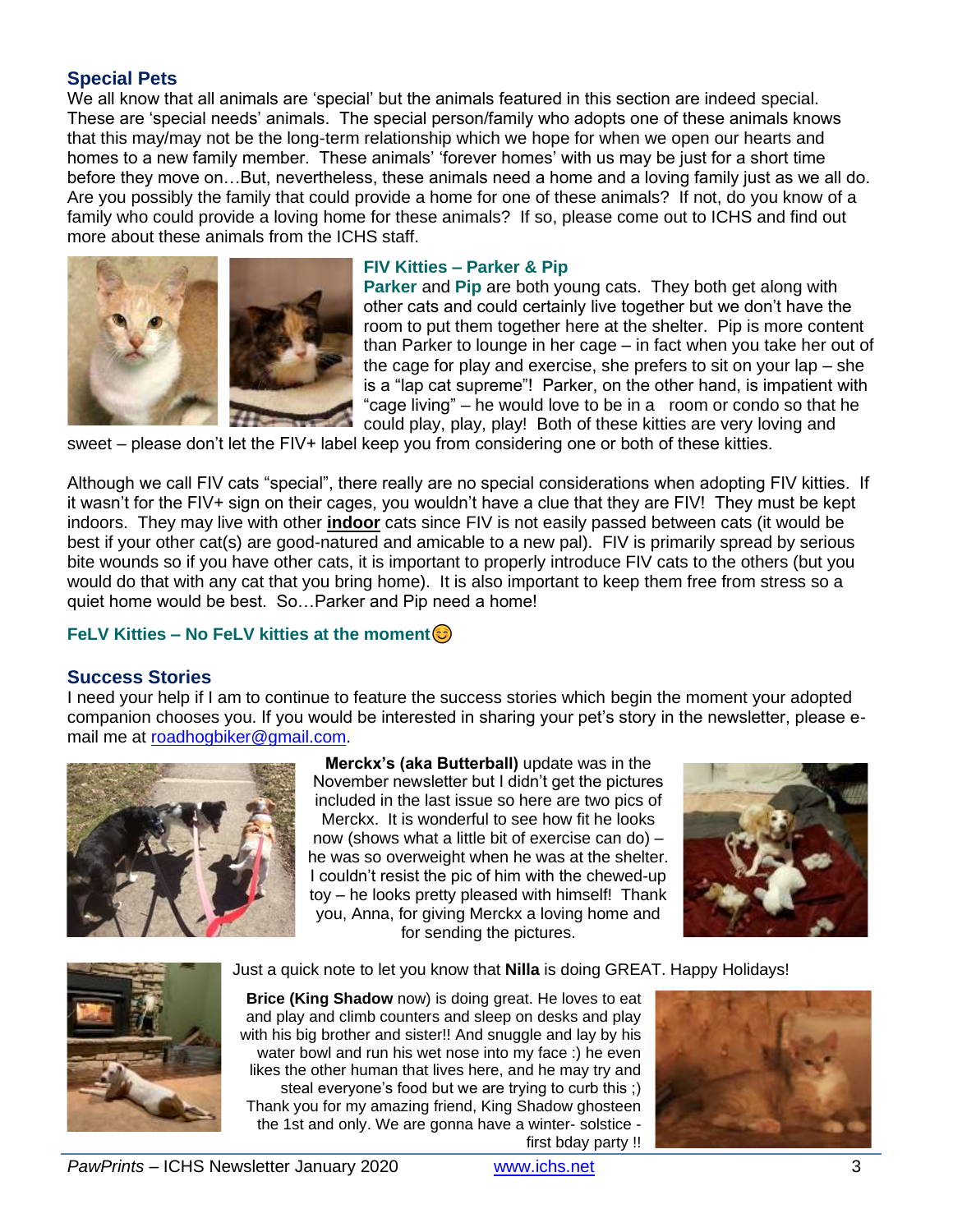## Special Pets

We all know that all animals are 'special' but the animals featured in this section are indeed special. These are 'special needs' animals. The special person/family who adopts one of these animals knows that this may/may not be the long-term relationship which we hope for when we open our hearts and homes to a new family member. These animals' 'forever homes' with us may be just for a short time before they move on…But, nevertheless, these animals need a home and a loving family just as we all do. Are you possibly the family that could provide a home for one of these animals? If not, do you know of a family who could provide a loving home for these animals? If so, please come out to ICHS and find out more about these animals from the ICHS staff.

### FIV Kitties – Parker & Pip

**Parker** and **Pip** are both young cats. They both get along with other cats and could certainly live together but we don't have the room to put them together here at the shelter. Pip is more content than Parker to lounge in her cage – in fact when you take her out of the cage for play and exercise, she prefers to sit on your lap – she is a "lap cat supreme"! Parker, on the other hand, is impatient with "cage living" – he would love to be in a room or condo so that he could play, play, play! Both of these kitties are very loving and sweet – please don't let the FIV+ label keep you from considering one or both of these kitties.

Although we call FIV cats "special", there really are no special considerations when adopting FIV kitties. If it wasn't for the FIV+ sign on their cages, you wouldn't have a clue that they are FIV! They must be kept indoors. They may live with other **indoor** cats since FIV is not easily passed between cats (it would be best if your other cat(s) are good-natured and amicable to a new pal). FIV is primarily spread by serious bite wounds so if you have other cats, it is important to properly introduce FIV cats to the others (but you would do that with any cat that you bring home). It is also important to keep them free from stress so a quiet home would be best. So…Parker and Pip need a home!

### FeLV Kitties – No FeLV kitties at the moment😊

## Success Stories

I need your help if I am to continue to feature the success stories which begin the moment your adopted companion chooses you. If you would be interested in sharing your pet's story in the newsletter, please e-mail me at roadhogbiker@gmail.com.

**Merckx's (aka Butterball)** update was in the November newsletter but I didn't get the pictures included in the last issue so here are two pics of Merckx. It is wonderful to see how fit he looks now (shows what a little bit of exercise can do) – he was so overweight when he was at the shelter. I couldn't resist the pic of him with the chewed-up toy – he looks pretty pleased with himself! Thank you, Anna, for giving Merckx a loving home and for sending the pictures.

Just a quick note to let you know that **Nilla** is doing GREAT. Happy Holidays!

**Brice (King Shadow** now) is doing great. He loves to eat and play and climb counters and sleep on desks and play with his big brother and sister!! And snuggle and lay by his water bowl and run his wet nose into my face :) he even likes the other human that lives here, and he may try and steal everyone's food but we are trying to curb this ;) Thank you for my amazing friend, King Shadow ghosteen the 1st and only. We are gonna have a winter- solstice - first bday party !!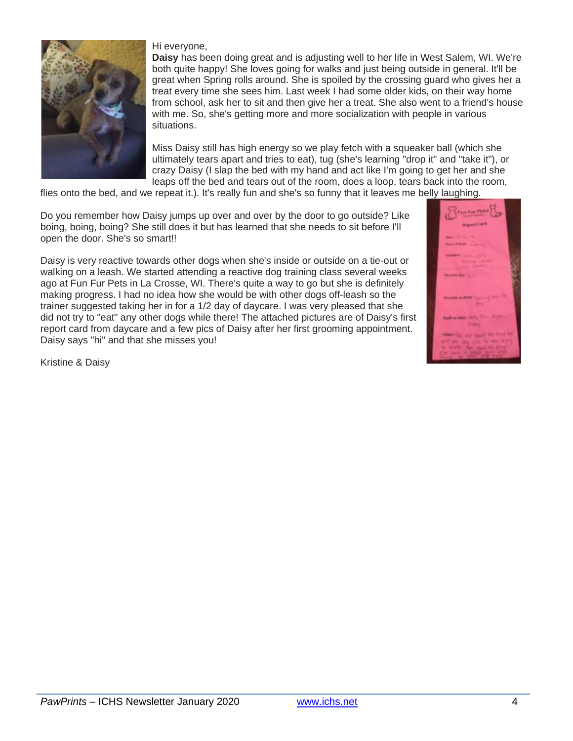Hi everyone,

**Daisy** has been doing great and is adjusting well to her life in West Salem, WI. We're both quite happy! She loves going for walks and just being outside in general. It'll be great when Spring rolls around. She is spoiled by the crossing guard who gives her a treat every time she sees him. Last week I had some older kids, on their way home from school, ask her to sit and then give her a treat. She also went to a friend's house with me. So, she's getting more and more socialization with people in various situations.

Miss Daisy still has high energy so we play fetch with a squeaker ball (which she ultimately tears apart and tries to eat), tug (she's learning "drop it" and "take it"), or crazy Daisy (I slap the bed with my hand and act like I'm going to get her and she leaps off the bed and tears out of the room, does a loop, tears back into the room, flies onto the bed, and we repeat it.). It's really fun and she's so funny that it leaves me belly laughing.

Do you remember how Daisy jumps up over and over by the door to go outside? Like boing, boing, boing? She still does it but has learned that she needs to sit before I'll open the door. She's so smart!!

Daisy is very reactive towards other dogs when she's inside or outside on a tie-out or walking on a leash. We started attending a reactive dog training class several weeks ago at Fun Fur Pets in La Crosse, WI. There's quite a way to go but she is definitely making progress. I had no idea how she would be with other dogs off-leash so the trainer suggested taking her in for a 1/2 day of daycare. I was very pleased that she did not try to "eat" any other dogs while there! The attached pictures are of Daisy's first report card from daycare and a few pics of Daisy after her first grooming appointment. Daisy says "hi" and that she misses you!

Kristine & Daisy